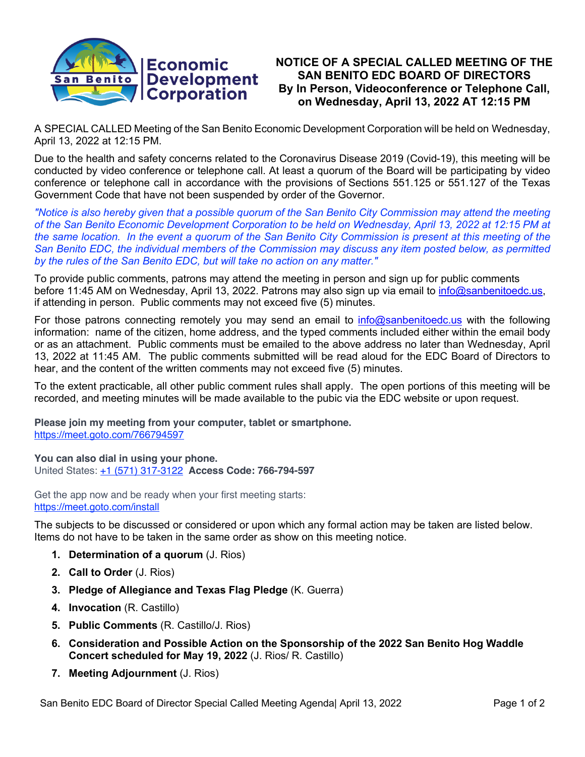# NOTICE OF A SPECIAL CALLED MEETING OF THE SAN BENITO EDC BOARD OF DIRECTORS By In Person, Videoconference or Telephone Call, on Wednesday, April 13, 2022 AT 12:15 PM

A SPECIAL CALLED Meeting of the San Benito Economic Development Corporation will be held on Wednesday, April 13, 2022 at 12:15 PM.

Due to the health and safety concerns related to the Coronavirus Disease 2019 (Covid-19), this meeting will be conducted by video conference or telephone call. At least a quorum of the Board will be participating by video conference or telephone call in accordance with the provisions of Sections 551.125 or 551.127 of the Texas Government Code that have not been suspended by order of the Governor.

*"Notice is also hereby given that a possible quorum of the San Benito City Commission may attend the meeting of the San Benito Economic Development Corporation to be held on Wednesday, April 13, 2022 at 12:15 PM at the same location. In the event a quorum of the San Benito City Commission is present at this meeting of the San Benito EDC, the individual members of the Commission may discuss any item posted below, as permitted by the rules of the San Benito EDC, but will take no action on any matter."*

To provide public comments, patrons may attend the meeting in person and sign up for public comments before 11:45 AM on Wednesday, April 13, 2022. Patrons may also sign up via email to info@sanbenitoedc.us, if attending in person. Public comments may not exceed five (5) minutes.

For those patrons connecting remotely you may send an email to info@sanbenitoedc.us with the following information: name of the citizen, home address, and the typed comments included either within the email body or as an attachment. Public comments must be emailed to the above address no later than Wednesday, April 13, 2022 at 11:45 AM. The public comments submitted will be read aloud for the EDC Board of Directors to hear, and the content of the written comments may not exceed five (5) minutes.

To the extent practicable, all other public comment rules shall apply. The open portions of this meeting will be recorded, and meeting minutes will be made available to the pubic via the EDC website or upon request.

**Please join my meeting from your computer, tablet or smartphone.**
https://meet.goto.com/766794597

**You can also dial in using your phone.**
United States: +1 (571) 317-3122 **Access Code: 766-794-597**

Get the app now and be ready when your first meeting starts:
https://meet.goto.com/install

The subjects to be discussed or considered or upon which any formal action may be taken are listed below. Items do not have to be taken in the same order as show on this meeting notice.

1. **Determination of a quorum** (J. Rios)
2. **Call to Order** (J. Rios)
3. **Pledge of Allegiance and Texas Flag Pledge** (K. Guerra)
4. **Invocation** (R. Castillo)
5. **Public Comments** (R. Castillo/J. Rios)
6. **Consideration and Possible Action on the Sponsorship of the 2022 San Benito Hog Waddle Concert scheduled for May 19, 2022** (J. Rios/ R. Castillo)
7. **Meeting Adjournment** (J. Rios)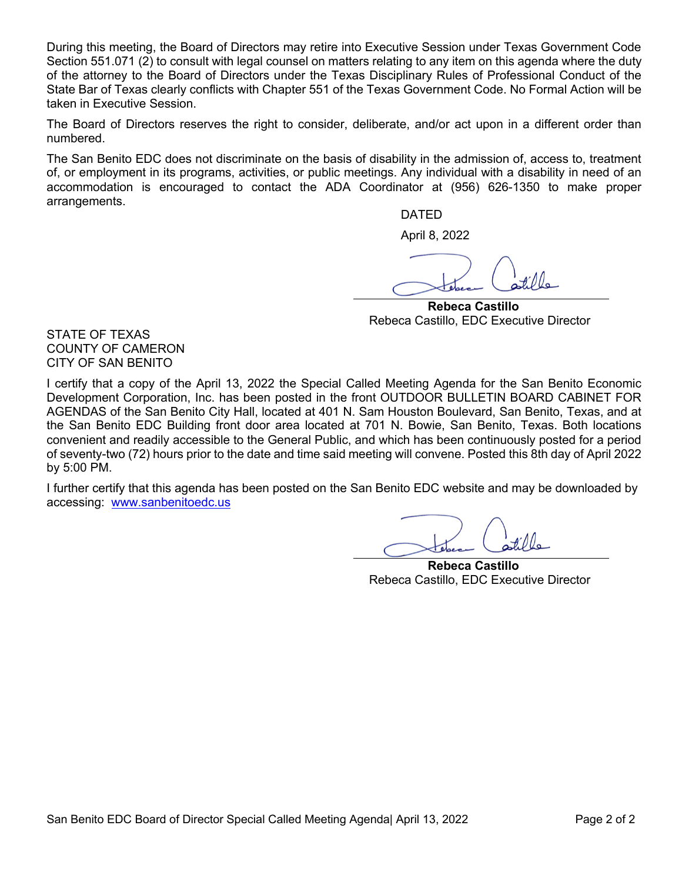During this meeting, the Board of Directors may retire into Executive Session under Texas Government Code Section 551.071 (2) to consult with legal counsel on matters relating to any item on this agenda where the duty of the attorney to the Board of Directors under the Texas Disciplinary Rules of Professional Conduct of the State Bar of Texas clearly conflicts with Chapter 551 of the Texas Government Code. No Formal Action will be taken in Executive Session.

The Board of Directors reserves the right to consider, deliberate, and/or act upon in a different order than numbered.

The San Benito EDC does not discriminate on the basis of disability in the admission of, access to, treatment of, or employment in its programs, activities, or public meetings. Any individual with a disability in need of an accommodation is encouraged to contact the ADA Coordinator at (956) 626-1350 to make proper arrangements.

DATED

April 8, 2022

**Rebeca Castillo**
Rebeca Castillo, EDC Executive Director

STATE OF TEXAS
COUNTY OF CAMERON
CITY OF SAN BENITO

I certify that a copy of the April 13, 2022 the Special Called Meeting Agenda for the San Benito Economic Development Corporation, Inc. has been posted in the front OUTDOOR BULLETIN BOARD CABINET FOR AGENDAS of the San Benito City Hall, located at 401 N. Sam Houston Boulevard, San Benito, Texas, and at the San Benito EDC Building front door area located at 701 N. Bowie, San Benito, Texas. Both locations convenient and readily accessible to the General Public, and which has been continuously posted for a period of seventy-two (72) hours prior to the date and time said meeting will convene. Posted this 8th day of April 2022 by 5:00 PM.

I further certify that this agenda has been posted on the San Benito EDC website and may be downloaded by accessing: www.sanbenitoedc.us

**Rebeca Castillo**
Rebeca Castillo, EDC Executive Director